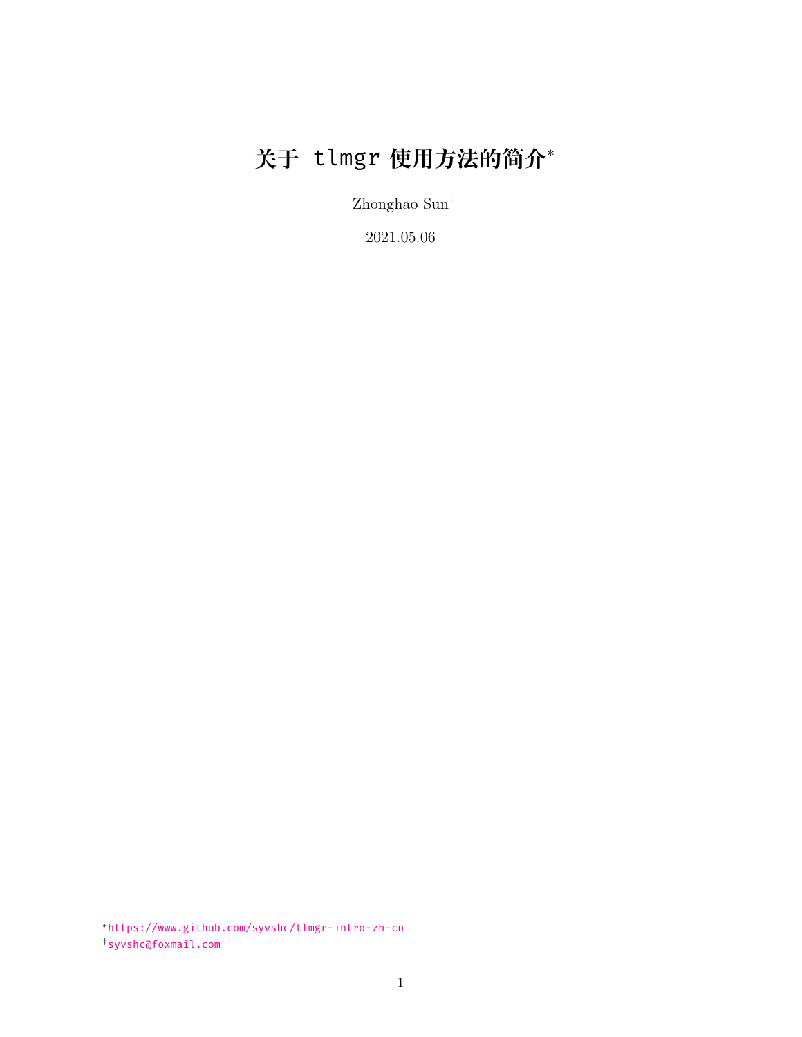# 关于 tlmgr 使用方法的简介*

Zhonghao Sun†

2021.05.06

*https://www.github.com/syvshc/tlmgr-intro-zh-cn

†syvshc@foxmail.com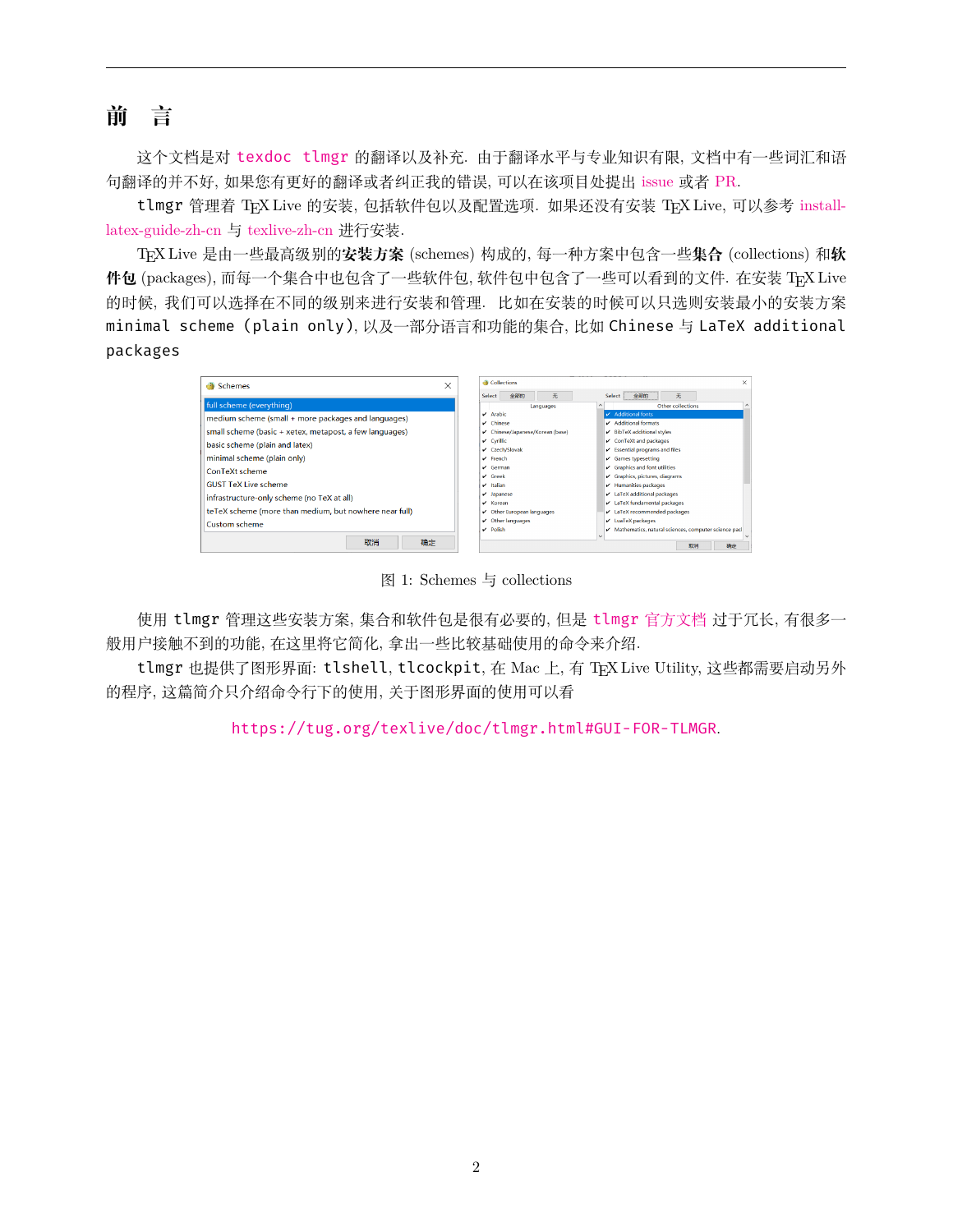# 前　言

这个文档是对 `texdoc tlmgr` 的翻译以及补充. 由于翻译水平与专业知识有限, 文档中有一些词汇和语句翻译的并不好, 如果您有更好的翻译或者纠正我的错误, 可以在该项目处提出 issue 或者 PR.

`tlmgr` 管理着 TeX Live 的安装, 包括软件包以及配置选项. 如果还没有安装 TeX Live, 可以参考 install-latex-guide-zh-cn 与 texlive-zh-cn 进行安装.

TeX Live 是由一些最高级别的**安装方案** (schemes) 构成的, 每一种方案中包含一些**集合** (collections) 和**软件包** (packages), 而每一个集合中也包含了一些软件包, 软件包中包含了一些可以看到的文件. 在安装 TeX Live 的时候, 我们可以选择在不同的级别来进行安装和管理. 比如在安装的时候可以只选则安装最小的安装方案 `minimal scheme (plain only)`, 以及一部分语言和功能的集合, 比如 `Chinese` 与 `LaTeX additional packages`

图 1: Schemes 与 collections

使用 `tlmgr` 管理这些安装方案, 集合和软件包是很有必要的, 但是 `tlmgr` 官方文档 过于冗长, 有很多一般用户接触不到的功能, 在这里将它简化, 拿出一些比较基础使用的命令来介绍.

`tlmgr` 也提供了图形界面: `tlshell`, `tlcockpit`, 在 Mac 上, 有 TeX Live Utility, 这些都需要启动另外的程序, 这篇简介只介绍命令行下的使用, 关于图形界面的使用可以看

`https://tug.org/texlive/doc/tlmgr.html#GUI-FOR-TLMGR`.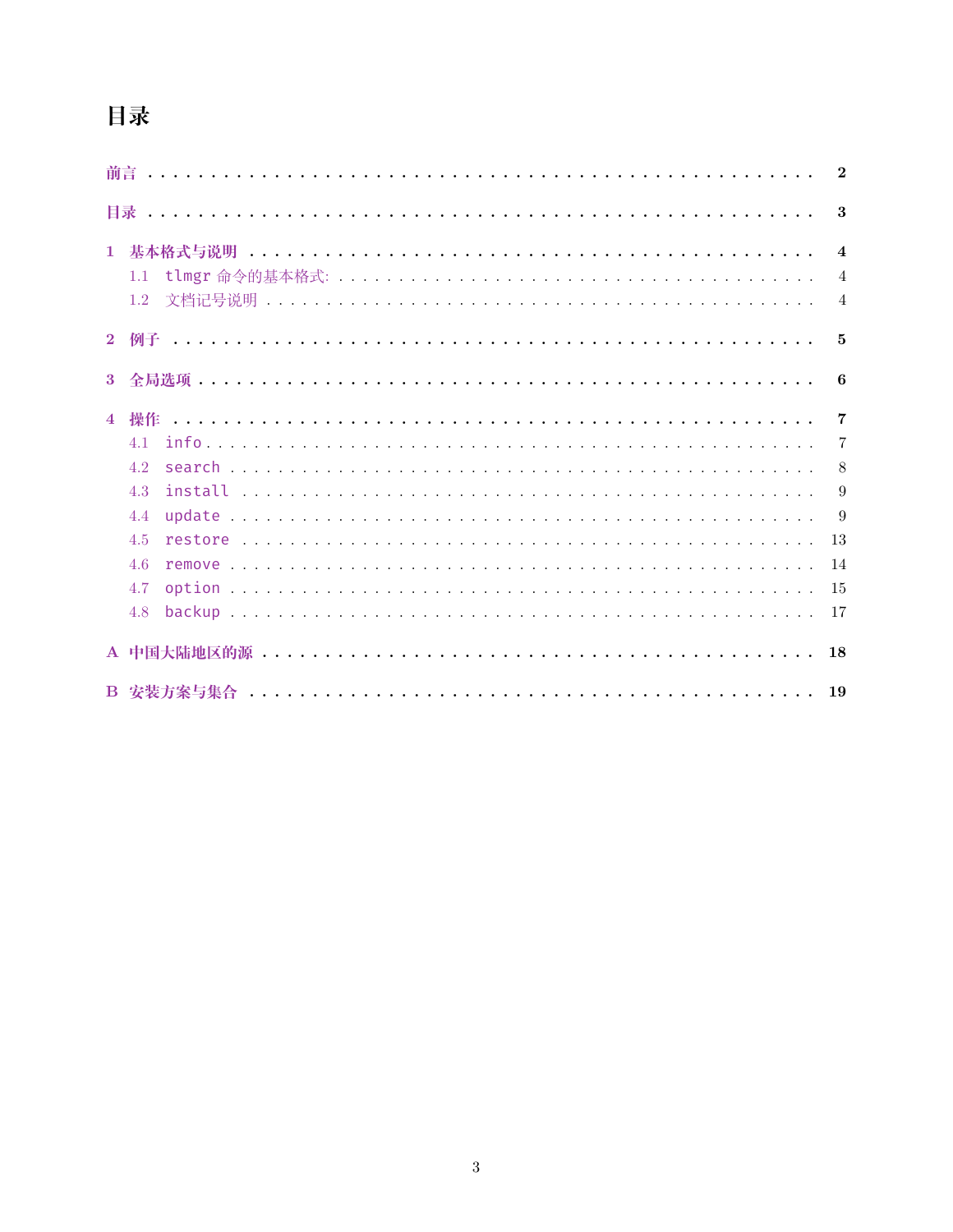# 目录

前言 . . . . . . . . . . . . . . . . . . . . . . . . . . . . . . . . 2

目录 . . . . . . . . . . . . . . . . . . . . . . . . . . . . . . . . 3

1 基本格式与说明 . . . . . . . . . . . . . . . . . . . . . . . . . . 4
- 1.1 tlmgr 命令的基本格式: . . . . . . . . . . . . . . . . . . . 4
- 1.2 文档记号说明 . . . . . . . . . . . . . . . . . . . . . . . . 4

2 例子 . . . . . . . . . . . . . . . . . . . . . . . . . . . . . . . 5

3 全局选项 . . . . . . . . . . . . . . . . . . . . . . . . . . . . . 6

4 操作 . . . . . . . . . . . . . . . . . . . . . . . . . . . . . . . 7
- 4.1 info . . . . . . . . . . . . . . . . . . . . . . . . . . . . 7
- 4.2 search . . . . . . . . . . . . . . . . . . . . . . . . . . . 8
- 4.3 install . . . . . . . . . . . . . . . . . . . . . . . . . . 9
- 4.4 update . . . . . . . . . . . . . . . . . . . . . . . . . . . 9
- 4.5 restore . . . . . . . . . . . . . . . . . . . . . . . . . . 13
- 4.6 remove . . . . . . . . . . . . . . . . . . . . . . . . . . . 14
- 4.7 option . . . . . . . . . . . . . . . . . . . . . . . . . . . 15
- 4.8 backup . . . . . . . . . . . . . . . . . . . . . . . . . . . 17

A 中国大陆地区的源 . . . . . . . . . . . . . . . . . . . . . . . . . 18

B 安装方案与集合 . . . . . . . . . . . . . . . . . . . . . . . . . . 19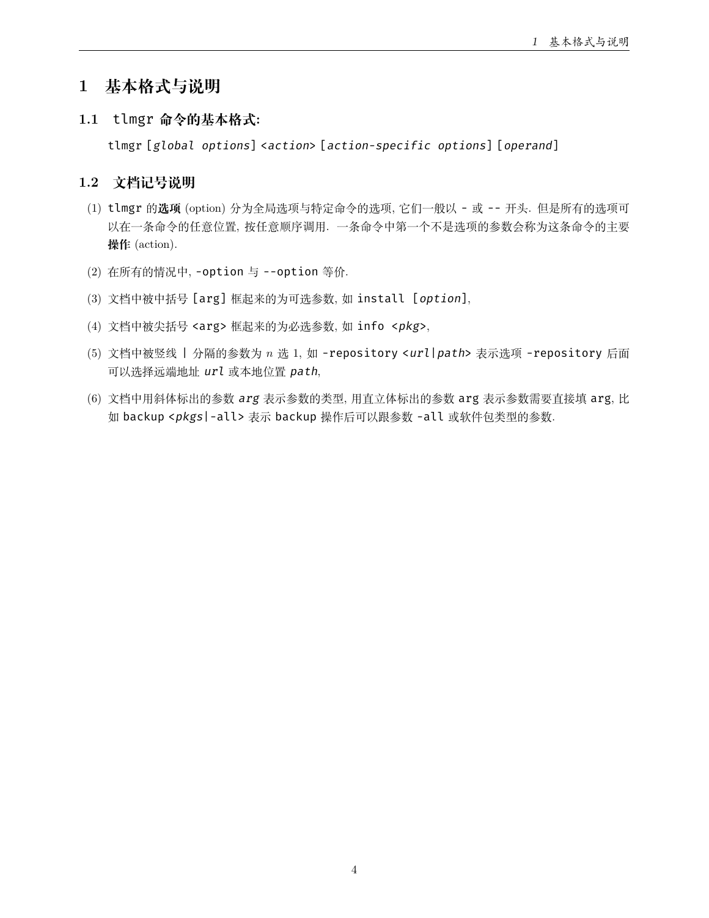# 1 基本格式与说明

## 1.1 `tlmgr` 命令的基本格式:

`tlmgr` [*global options*] <*action*> [*action-specific options*] [*operand*]

## 1.2 文档记号说明

(1) `tlmgr` 的**选项** (option) 分为全局选项与特定命令的选项, 它们一般以 `-` 或 `--` 开头. 但是所有的选项可以在一条命令的任意位置, 按任意顺序调用. 一条命令中第一个不是选项的参数会称为这条命令的主要**操作** (action).

(2) 在所有的情况中, `-option` 与 `--option` 等价.

(3) 文档中被中括号 `[arg]` 框起来的为可选参数, 如 `install [`*`option`*`]`,

(4) 文档中被尖括号 `<arg>` 框起来的为必选参数, 如 `info <`*`pkg`*`>`,

(5) 文档中被竖线 `|` 分隔的参数为 $n$ 选 1, 如 `-repository <`*`url`*`|`*`path`*`>` 表示选项 `-repository` 后面可以选择远端地址 *`url`* 或本地位置 *`path`*,

(6) 文档中用斜体标出的参数 *`arg`* 表示参数的类型, 用直立体标出的参数 `arg` 表示参数需要直接填 `arg`, 比如 `backup <`*`pkgs`*`|-all>` 表示 `backup` 操作后可以跟参数 `-all` 或软件包类型的参数.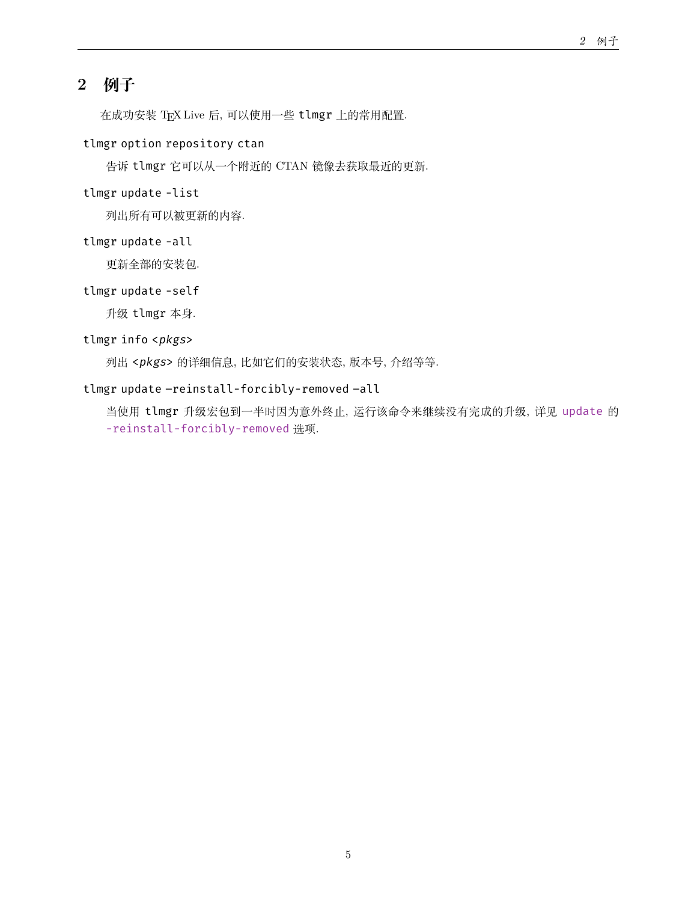## 2 例子

在成功安装 TEX Live 后, 可以使用一些 `tlmgr` 上的常用配置.

`tlmgr option repository ctan`

告诉 `tlmgr` 它可以从一个附近的 CTAN 镜像去获取最近的更新.

`tlmgr update -list`

列出所有可以被更新的内容.

`tlmgr update -all`

更新全部的安装包.

`tlmgr update -self`

升级 `tlmgr` 本身.

`tlmgr info <pkgs>`

列出 *<pkgs>* 的详细信息, 比如它们的安装状态, 版本号, 介绍等等.

`tlmgr update –reinstall-forcibly-removed –all`

当使用 `tlmgr` 升级宏包到一半时因为意外终止, 运行该命令来继续没有完成的升级, 详见 `update` 的 `-reinstall-forcibly-removed` 选项.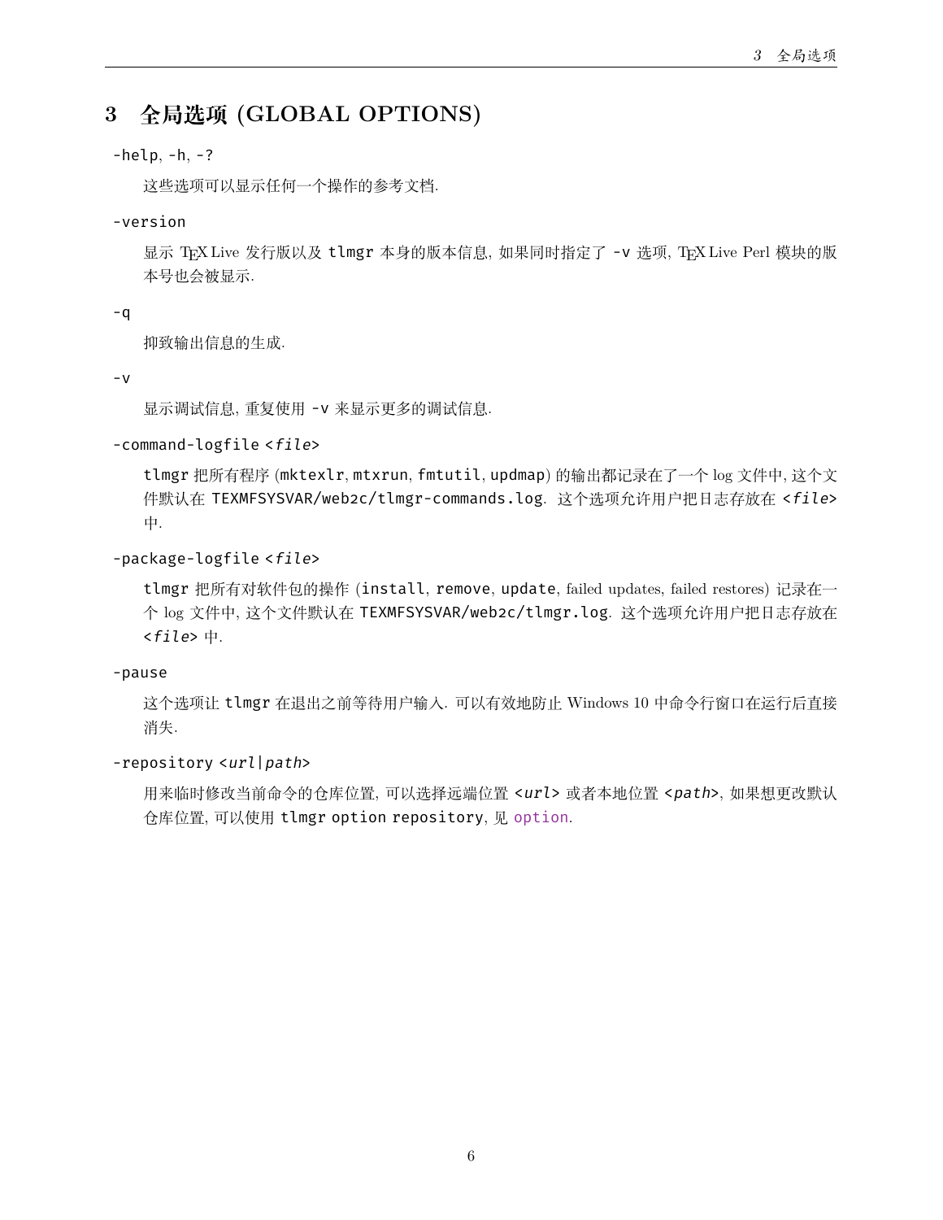# 3 全局选项 (GLOBAL OPTIONS)

`-help`, `-h`, `-?`

这些选项可以显示任何一个操作的参考文档.

`-version`

显示 TEX Live 发行版以及 `tlmgr` 本身的版本信息, 如果同时指定了 `-v` 选项, TEX Live Perl 模块的版本号也会被显示.

`-q`

抑致输出信息的生成.

`-v`

显示调试信息, 重复使用 `-v` 来显示更多的调试信息.

`-command-logfile <file>`

`tlmgr` 把所有程序 (`mktexlr`, `mtxrun`, `fmtutil`, `updmap`) 的输出都记录在了一个 log 文件中, 这个文件默认在 `TEXMFSYSVAR/web2c/tlmgr-commands.log`. 这个选项允许用户把日志存放在 `<file>` 中.

`-package-logfile <file>`

`tlmgr` 把所有对软件包的操作 (`install`, `remove`, `update`, failed updates, failed restores) 记录在一个 log 文件中, 这个文件默认在 `TEXMFSYSVAR/web2c/tlmgr.log`. 这个选项允许用户把日志存放在 `<file>` 中.

`-pause`

这个选项让 `tlmgr` 在退出之前等待用户输入. 可以有效地防止 Windows 10 中命令行窗口在运行后直接消失.

`-repository <url|path>`

用来临时修改当前命令的仓库位置, 可以选择远端位置 `<url>` 或者本地位置 `<path>`, 如果想更改默认仓库位置, 可以使用 `tlmgr option repository`, 见 `option`.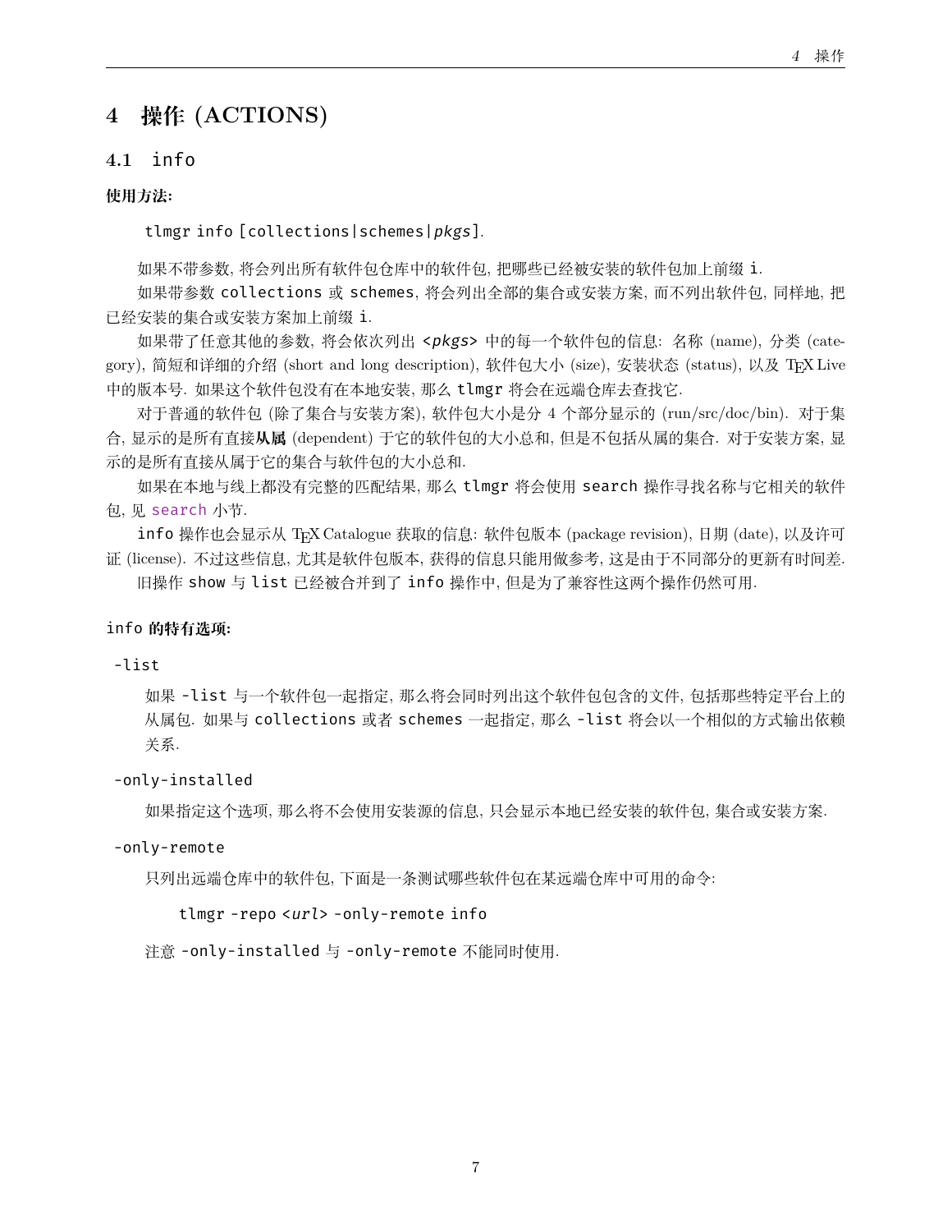# 4 操作 (ACTIONS)

## 4.1 info

**使用方法:**

> `tlmgr info [collections|schemes|`*`pkgs`*`]`.

如果不带参数, 将会列出所有软件包仓库中的软件包, 把哪些已经被安装的软件包加上前缀 `i`.

如果带参数 `collections` 或 `schemes`, 将会列出全部的集合或安装方案, 而不列出软件包, 同样地, 把已经安装的集合或安装方案加上前缀 `i`.

如果带了任意其他的参数, 将会依次列出 `<pkgs>` 中的每一个软件包的信息: 名称 (name), 分类 (category), 简短和详细的介绍 (short and long description), 软件包大小 (size), 安装状态 (status), 以及 TEX Live 中的版本号. 如果这个软件包没有在本地安装, 那么 `tlmgr` 将会在远端仓库去查找它.

对于普通的软件包 (除了集合与安装方案), 软件包大小是分 4 个部分显示的 (run/src/doc/bin). 对于集合, 显示的是所有直接**从属** (dependent) 于它的软件包的大小总和, 但是不包括从属的集合. 对于安装方案, 显示的是所有直接从属于它的集合与软件包的大小总和.

如果在本地与线上都没有完整的匹配结果, 那么 `tlmgr` 将会使用 `search` 操作寻找名称与它相关的软件包, 见 `search` 小节.

`info` 操作也会显示从 TEX Catalogue 获取的信息: 软件包版本 (package revision), 日期 (date), 以及许可证 (license). 不过这些信息, 尤其是软件包版本, 获得的信息只能用做参考, 这是由于不同部分的更新有时间差.

旧操作 `show` 与 `list` 已经被合并到了 `info` 操作中, 但是为了兼容性这两个操作仍然可用.

**`info` 的特有选项:**

`-list`

> 如果 `-list` 与一个软件包一起指定, 那么将会同时列出这个软件包包含的文件, 包括那些特定平台上的从属包. 如果与 `collections` 或者 `schemes` 一起指定, 那么 `-list` 将会以一个相似的方式输出依赖关系.

`-only-installed`

> 如果指定这个选项, 那么将不会使用安装源的信息, 只会显示本地已经安装的软件包, 集合或安装方案.

`-only-remote`

> 只列出远端仓库中的软件包, 下面是一条测试哪些软件包在某远端仓库中可用的命令:
>
> ```
> tlmgr -repo <url> -only-remote info
> ```
>
> 注意 `-only-installed` 与 `-only-remote` 不能同时使用.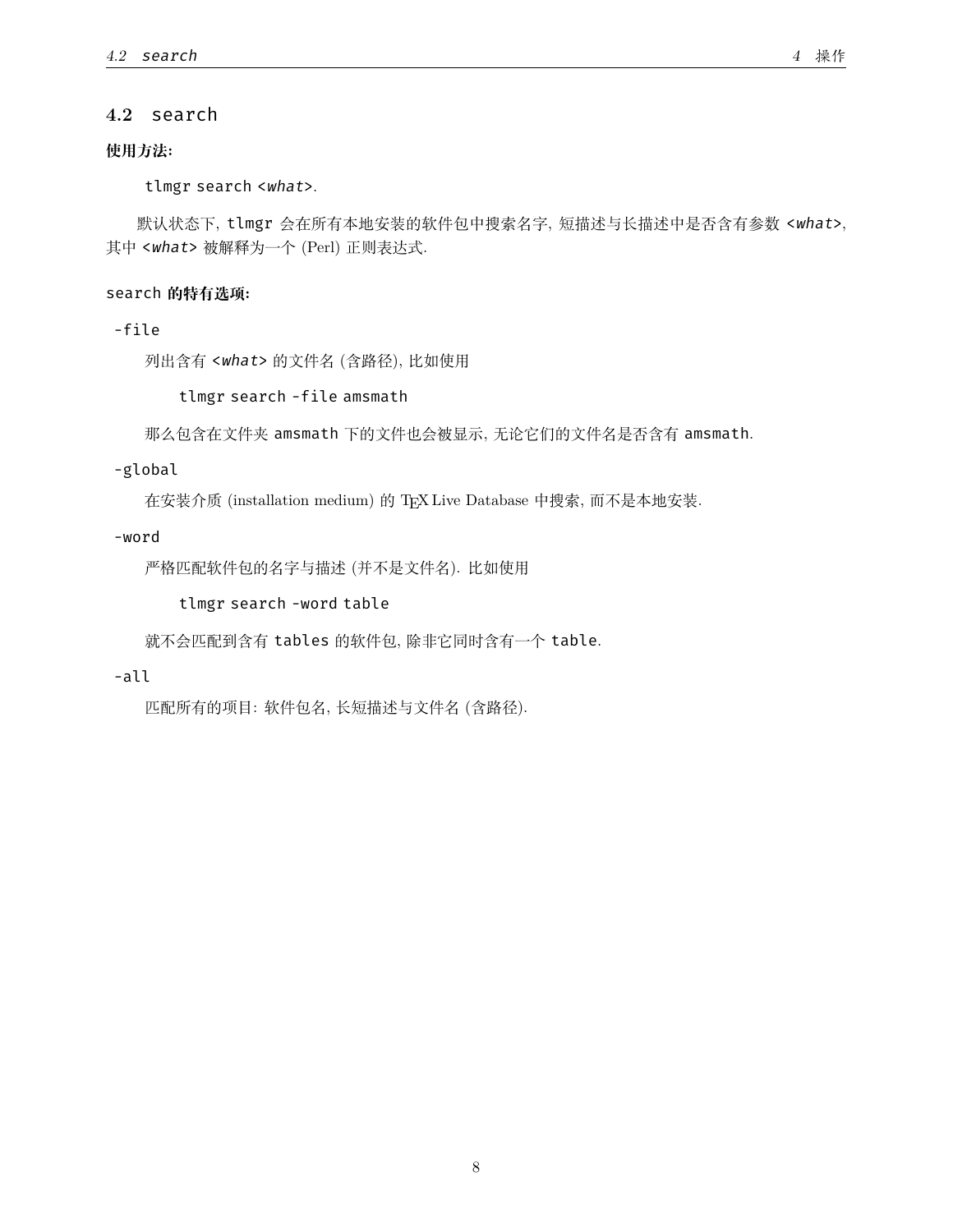## 4.2 search

**使用方法:**

tlmgr search <*what*>.

默认状态下, tlmgr 会在所有本地安装的软件包中搜索名字, 短描述与长描述中是否含有参数 <*what*>, 其中 <*what*> 被解释为一个 (Perl) 正则表达式.

**search 的特有选项:**

-file

列出含有 <*what*> 的文件名 (含路径), 比如使用

tlmgr search -file amsmath

那么包含在文件夹 amsmath 下的文件也会被显示, 无论它们的文件名是否含有 amsmath.

-global

在安装介质 (installation medium) 的 TEX Live Database 中搜索, 而不是本地安装.

-word

严格匹配软件包的名字与描述 (并不是文件名). 比如使用

tlmgr search -word table

就不会匹配到含有 tables 的软件包, 除非它同时含有一个 table.

-all

匹配所有的项目: 软件包名, 长短描述与文件名 (含路径).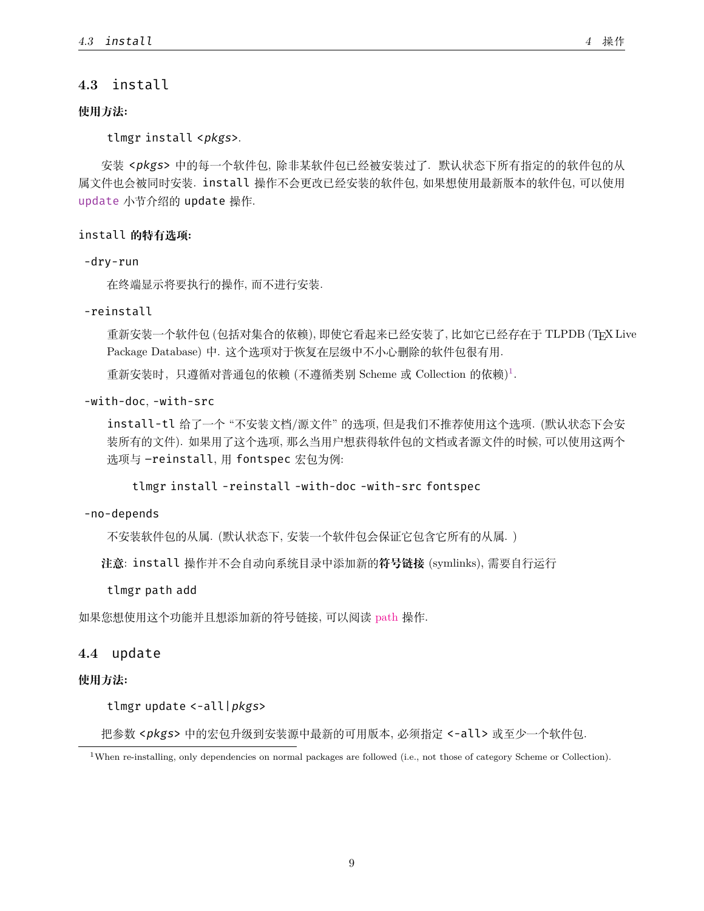## 4.3 install

**使用方法:**

tlmgr install <*pkgs*>.

安装 <*pkgs*> 中的每一个软件包, 除非某软件包已经被安装过了. 默认状态下所有指定的的软件包的从属文件也会被同时安装. install 操作不会更改已经安装的软件包, 如果想使用最新版本的软件包, 可以使用 update 小节介绍的 update 操作.

**install 的特有选项:**

-dry-run

在终端显示将要执行的操作, 而不进行安装.

-reinstall

重新安装一个软件包 (包括对集合的依赖), 即使它看起来已经安装了, 比如它已经存在于 TLPDB (TeX Live Package Database) 中. 这个选项对于恢复在层级中不小心删除的软件包很有用.

重新安装时, 只遵循对普通包的依赖 (不遵循类别 Scheme 或 Collection 的依赖)[1].

-with-doc, -with-src

install-tl 给了一个 "不安装文档/源文件" 的选项, 但是我们不推荐使用这个选项. (默认状态下会安装所有的文件). 如果用了这个选项, 那么当用户想获得软件包的文档或者源文件的时候, 可以使用这两个选项与 −reinstall, 用 fontspec 宏包为例:

```
tlmgr install -reinstall -with-doc -with-src fontspec
```

-no-depends

不安装软件包的从属. (默认状态下, 安装一个软件包会保证它包含它所有的从属. )

**注意**: install 操作并不会自动向系统目录中添加新的**符号链接** (symlinks), 需要自行运行

```
tlmgr path add
```

如果您想使用这个功能并且想添加新的符号链接, 可以阅读 path 操作.

## 4.4 update

**使用方法:**

tlmgr update <-all|*pkgs*>

把参数 <*pkgs*> 中的宏包升级到安装源中最新的可用版本, 必须指定 <-all> 或至少一个软件包.

[1] When re-installing, only dependencies on normal packages are followed (i.e., not those of category Scheme or Collection).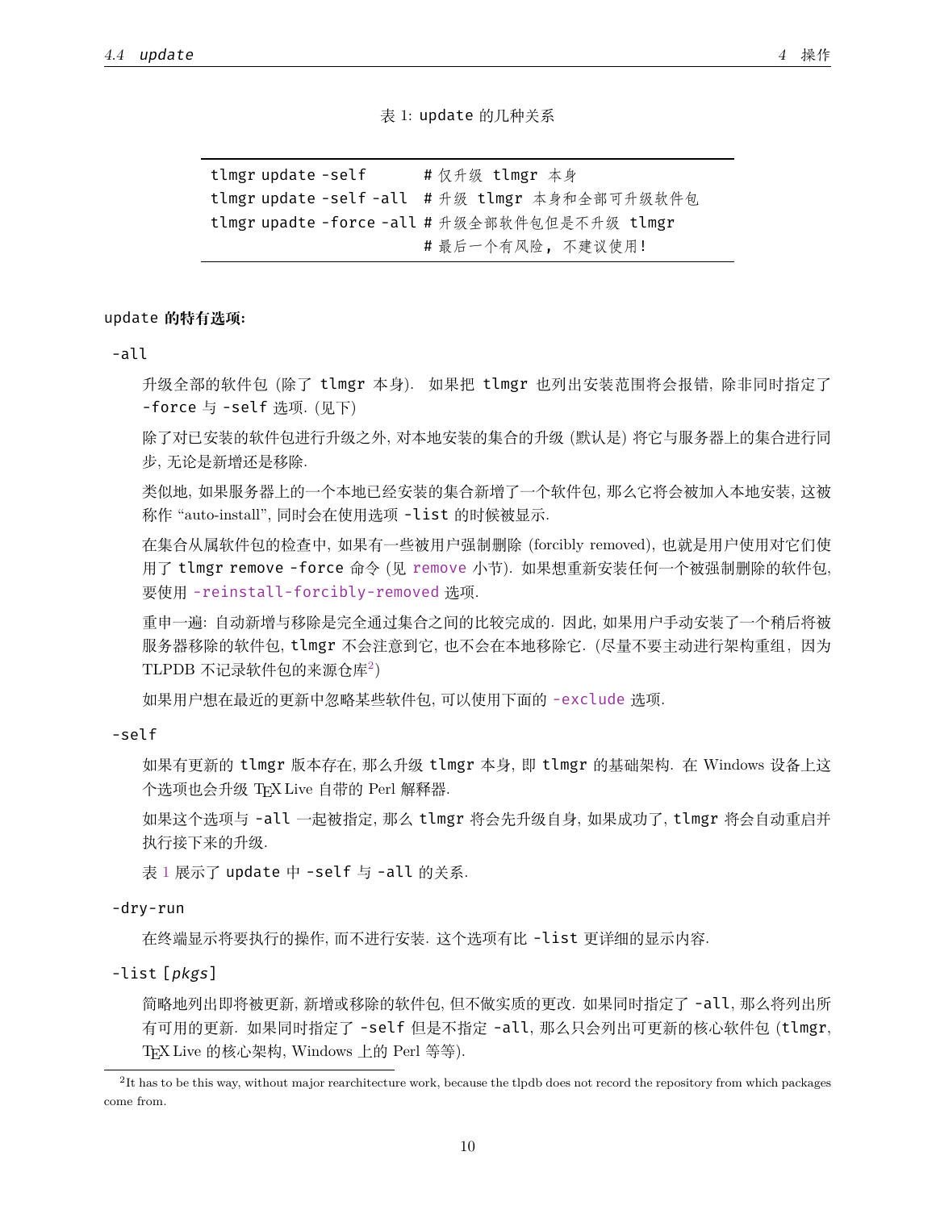表 1: update 的几种关系

| | |
|---|---|
| tlmgr update -self | # 仅升级 tlmgr 本身 |
| tlmgr update -self -all | # 升级 tlmgr 本身和全部可升级软件包 |
| tlmgr upadte -force -all | # 升级全部软件包但是不升级 tlmgr |
| | # 最后一个有风险，不建议使用! |

**update 的特有选项:**

-all

升级全部的软件包 (除了 tlmgr 本身). 如果把 tlmgr 也列出安装范围将会报错, 除非同时指定了 -force 与 -self 选项. (见下)

除了对已安装的软件包进行升级之外, 对本地安装的集合的升级 (默认是) 将它与服务器上的集合进行同步, 无论是新增还是移除.

类似地, 如果服务器上的一个本地已经安装的集合新增了一个软件包, 那么它将会被加入本地安装, 这被称作 "auto-install", 同时会在使用选项 -list 的时候被显示.

在集合从属软件包的检查中, 如果有一些被用户强制删除 (forcibly removed), 也就是用户使用对它们使用了 tlmgr remove -force 命令 (见 remove 小节). 如果想重新安装任何一个被强制删除的软件包, 要使用 -reinstall-forcibly-removed 选项.

重申一遍: 自动新增与移除是完全通过集合之间的比较完成的. 因此, 如果用户手动安装了一个稍后将被服务器移除的软件包, tlmgr 不会注意到它, 也不会在本地移除它. (尽量不要主动进行架构重组，因为 TLPDB 不记录软件包的来源仓库[2])

如果用户想在最近的更新中忽略某些软件包, 可以使用下面的 -exclude 选项.

-self

如果有更新的 tlmgr 版本存在, 那么升级 tlmgr 本身, 即 tlmgr 的基础架构. 在 Windows 设备上这个选项也会升级 TeX Live 自带的 Perl 解释器.

如果这个选项与 -all 一起被指定, 那么 tlmgr 将会先升级自身, 如果成功了, tlmgr 将会自动重启并执行接下来的升级.

表 1 展示了 update 中 -self 与 -all 的关系.

-dry-run

在终端显示将要执行的操作, 而不进行安装. 这个选项有比 -list 更详细的显示内容.

-list [*pkgs*]

简略地列出即将被更新, 新增或移除的软件包, 但不做实质的更改. 如果同时指定了 -all, 那么将列出所有可用的更新. 如果同时指定了 -self 但是不指定 -all, 那么只会列出可更新的核心软件包 (tlmgr, TeX Live 的核心架构, Windows 上的 Perl 等等).

[2] It has to be this way, without major rearchitecture work, because the tlpdb does not record the repository from which packages come from.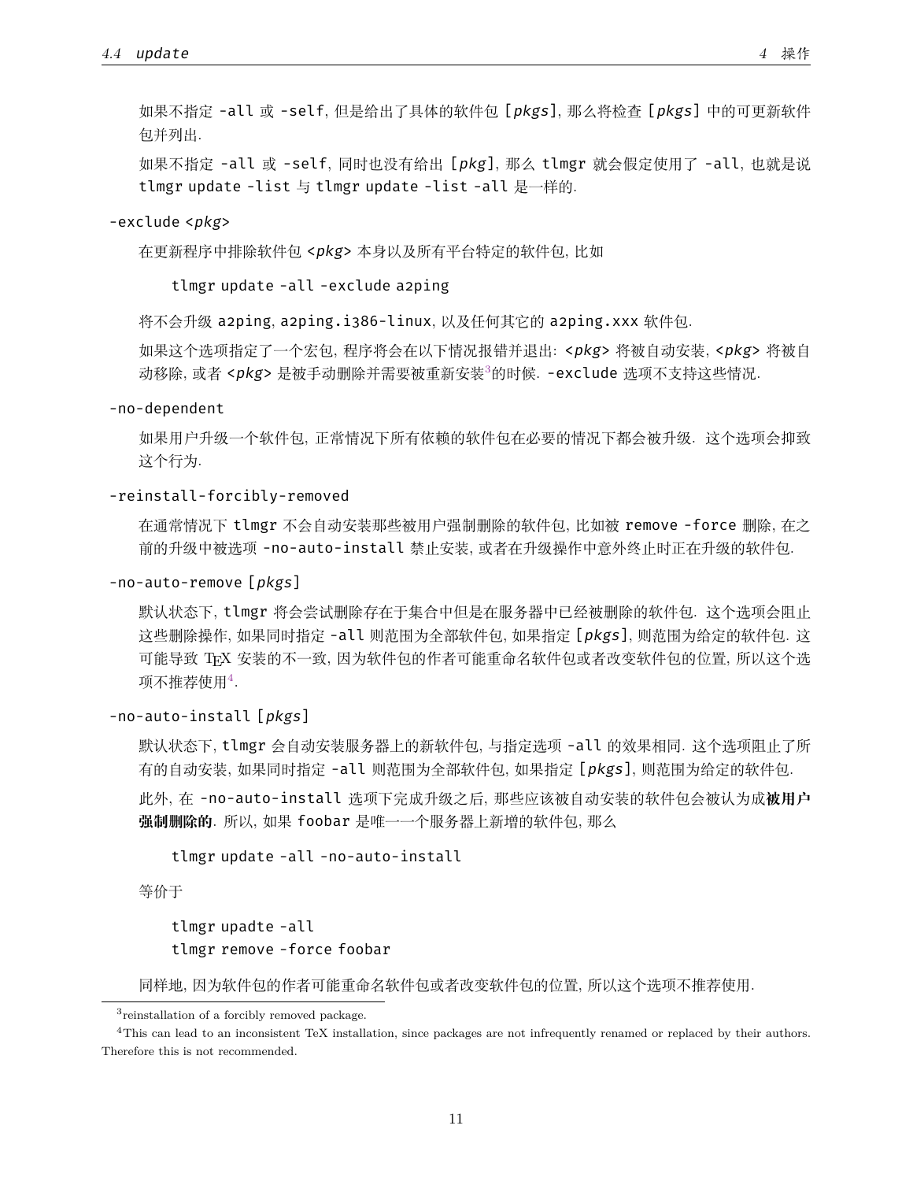如果不指定 `-all` 或 `-self`, 但是给出了具体的软件包 [*pkgs*], 那么将检查 [*pkgs*] 中的可更新软件包并列出.

如果不指定 `-all` 或 `-self`, 同时也没有给出 [*pkg*], 那么 `tlmgr` 就会假定使用了 `-all`, 也就是说 `tlmgr update -list` 与 `tlmgr update -list -all` 是一样的.

`-exclude <pkg>`

在更新程序中排除软件包 <*pkg*> 本身以及所有平台特定的软件包, 比如

```
tlmgr update -all -exclude a2ping
```

将不会升级 `a2ping`, `a2ping.i386-linux`, 以及任何其它的 `a2ping.xxx` 软件包.

如果这个选项指定了一个宏包, 程序将会在以下情况报错并退出: <*pkg*> 将被自动安装, <*pkg*> 将被自动移除, 或者 <*pkg*> 是被手动删除并需要被重新安装[3]的时候. `-exclude` 选项不支持这些情况.

`-no-dependent`

如果用户升级一个软件包, 正常情况下所有依赖的软件包在必要的情况下都会被升级. 这个选项会抑致这个行为.

`-reinstall-forcibly-removed`

在通常情况下 `tlmgr` 不会自动安装那些被用户强制删除的软件包, 比如被 `remove -force` 删除, 在之前的升级中被选项 `-no-auto-install` 禁止安装, 或者在升级操作中意外终止时正在升级的软件包.

`-no-auto-remove [pkgs]`

默认状态下, `tlmgr` 将会尝试删除存在于集合中但是在服务器中已经被删除的软件包. 这个选项会阻止这些删除操作, 如果同时指定 `-all` 则范围为全部软件包, 如果指定 [*pkgs*], 则范围为给定的软件包. 这可能导致 TeX 安装的不一致, 因为软件包的作者可能重命名软件包或者改变软件包的位置, 所以这个选项不推荐使用[4].

`-no-auto-install [pkgs]`

默认状态下, `tlmgr` 会自动安装服务器上的新软件包, 与指定选项 `-all` 的效果相同. 这个选项阻止了所有的自动安装, 如果同时指定 `-all` 则范围为全部软件包, 如果指定 [*pkgs*], 则范围为给定的软件包.

此外, 在 `-no-auto-install` 选项下完成升级之后, 那些应该被自动安装的软件包会被认为成**被用户强制删除的**. 所以, 如果 `foobar` 是唯一一个服务器上新增的软件包, 那么

```
tlmgr update -all -no-auto-install
```

等价于

```
tlmgr upadte -all
tlmgr remove -force foobar
```

同样地, 因为软件包的作者可能重命名软件包或者改变软件包的位置, 所以这个选项不推荐使用.

---

[3] reinstallation of a forcibly removed package.

[4] This can lead to an inconsistent TeX installation, since packages are not infrequently renamed or replaced by their authors. Therefore this is not recommended.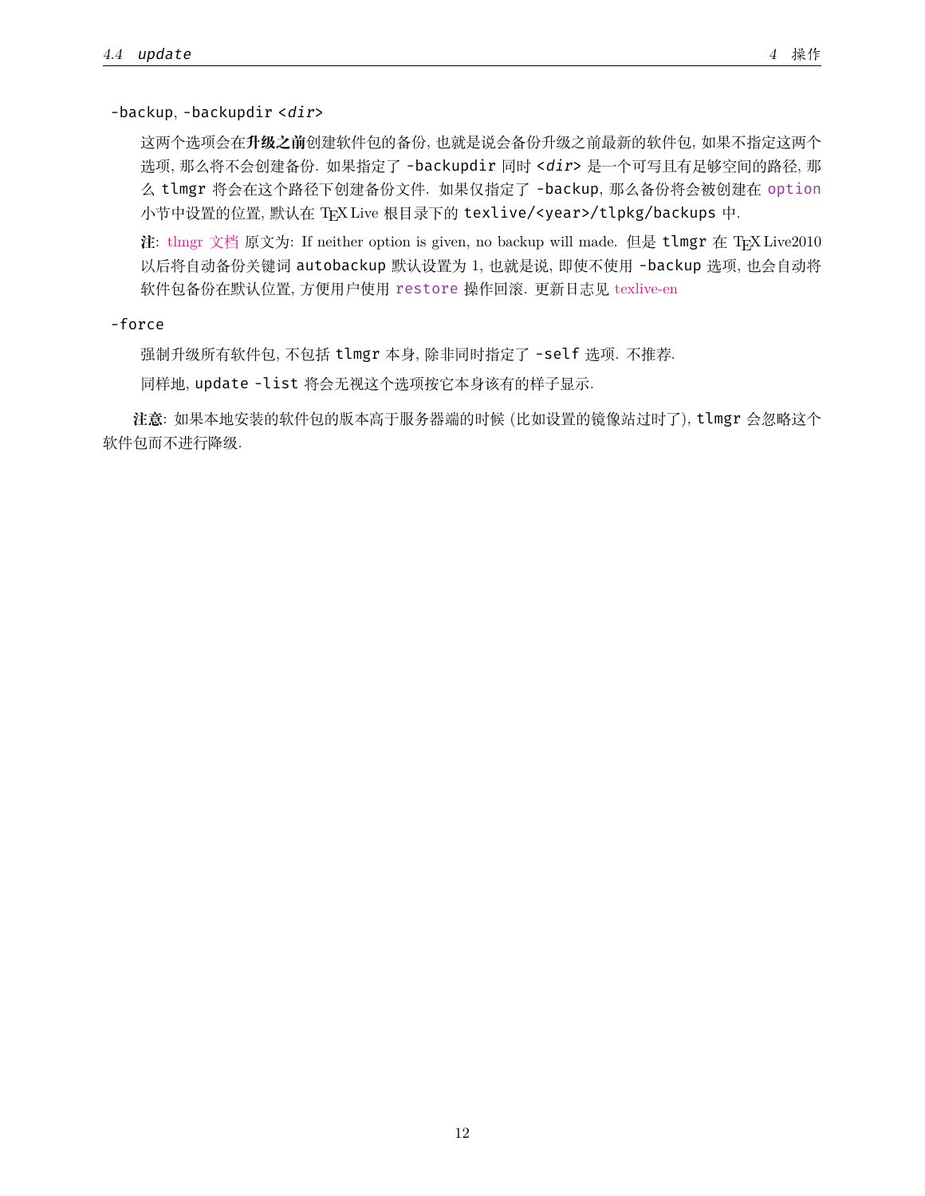`-backup`, `-backupdir <dir>`

这两个选项会在**升级之前**创建软件包的备份, 也就是说会备份升级之前最新的软件包, 如果不指定这两个选项, 那么将不会创建备份. 如果指定了 `-backupdir` 同时 `<dir>` 是一个可写且有足够空间的路径, 那么 `tlmgr` 将会在这个路径下创建备份文件. 如果仅指定了 `-backup`, 那么备份将会被创建在 `option` 小节中设置的位置, 默认在 TEX Live 根目录下的 `texlive/<year>/tlpkg/backups` 中.

**注**: tlmgr 文档 原文为: If neither option is given, no backup will made. 但是 `tlmgr` 在 TEX Live2010 以后将自动备份关键词 `autobackup` 默认设置为 1, 也就是说, 即使不使用 `-backup` 选项, 也会自动将软件包备份在默认位置, 方便用户使用 `restore` 操作回滚. 更新日志见 texlive-en

`-force`

强制升级所有软件包, 不包括 `tlmgr` 本身, 除非同时指定了 `-self` 选项. 不推荐.

同样地, `update -list` 将会无视这个选项按它本身该有的样子显示.

**注意**: 如果本地安装的软件包的版本高于服务器端的时候 (比如设置的镜像站过时了), `tlmgr` 会忽略这个软件包而不进行降级.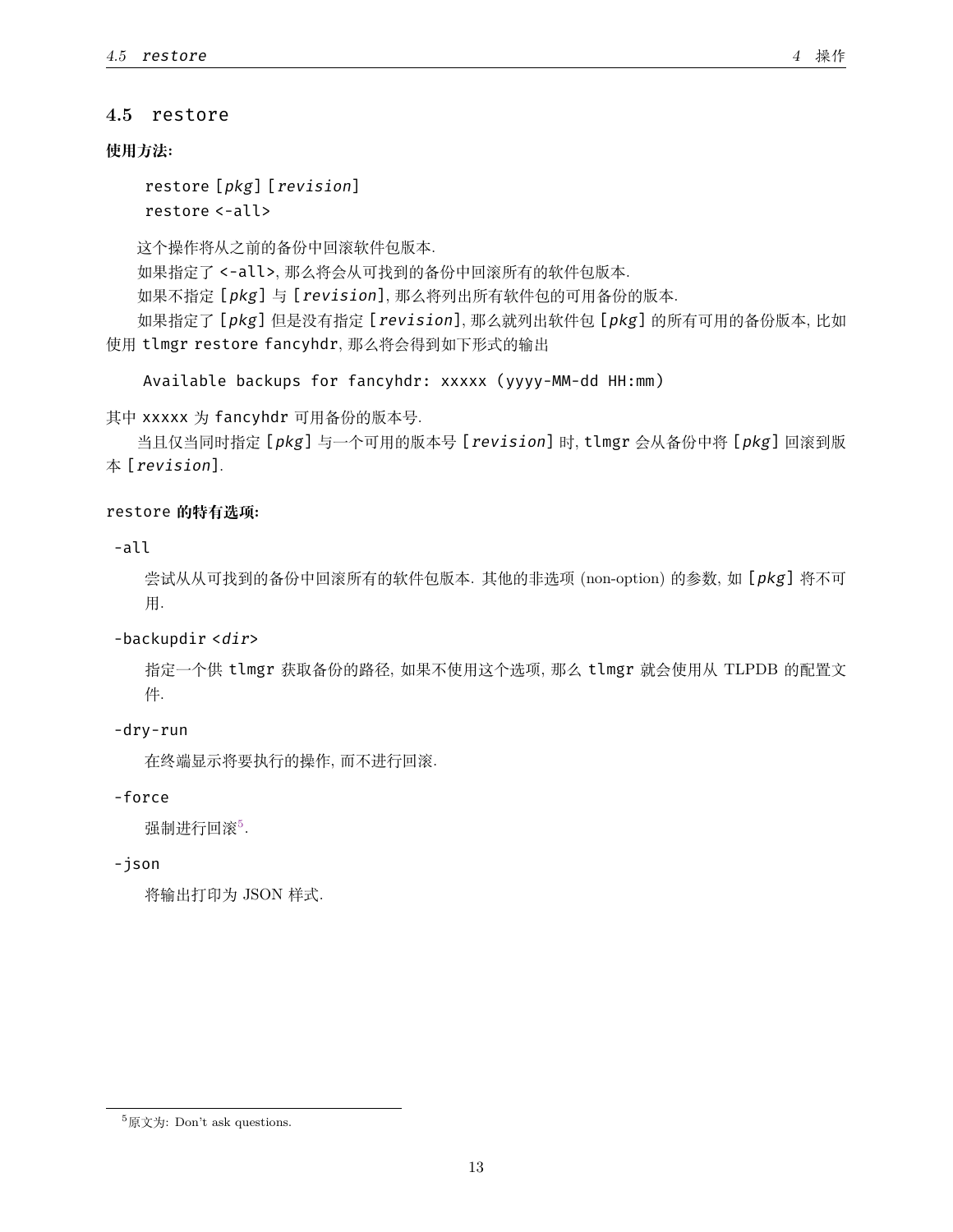## 4.5 restore

**使用方法:**

```
restore [pkg] [revision]
restore <-all>
```

这个操作将从之前的备份中回滚软件包版本.

如果指定了 `<-all>`, 那么将会从可找到的备份中回滚所有的软件包版本.

如果不指定 [*pkg*] 与 [*revision*], 那么将列出所有软件包的可用备份的版本.

如果指定了 [*pkg*] 但是没有指定 [*revision*], 那么就列出软件包 [*pkg*] 的所有可用的备份版本, 比如使用 `tlmgr restore fancyhdr`, 那么将会得到如下形式的输出

```
Available backups for fancyhdr: xxxxx (yyyy-MM-dd HH:mm)
```

其中 `xxxxx` 为 `fancyhdr` 可用备份的版本号.

当且仅当同时指定 [*pkg*] 与一个可用的版本号 [*revision*] 时, `tlmgr` 会从备份中将 [*pkg*] 回滚到版本 [*revision*].

**`restore` 的特有选项:**

`-all`

尝试从从可找到的备份中回滚所有的软件包版本. 其他的非选项 (non-option) 的参数, 如 [*pkg*] 将不可用.

`-backupdir <dir>`

指定一个供 `tlmgr` 获取备份的路径, 如果不使用这个选项, 那么 `tlmgr` 就会使用从 TLPDB 的配置文件.

`-dry-run`

在终端显示将要执行的操作, 而不进行回滚.

`-force`

强制进行回滚[5].

`-json`

将输出打印为 JSON 样式.

[5]原文为: Don't ask questions.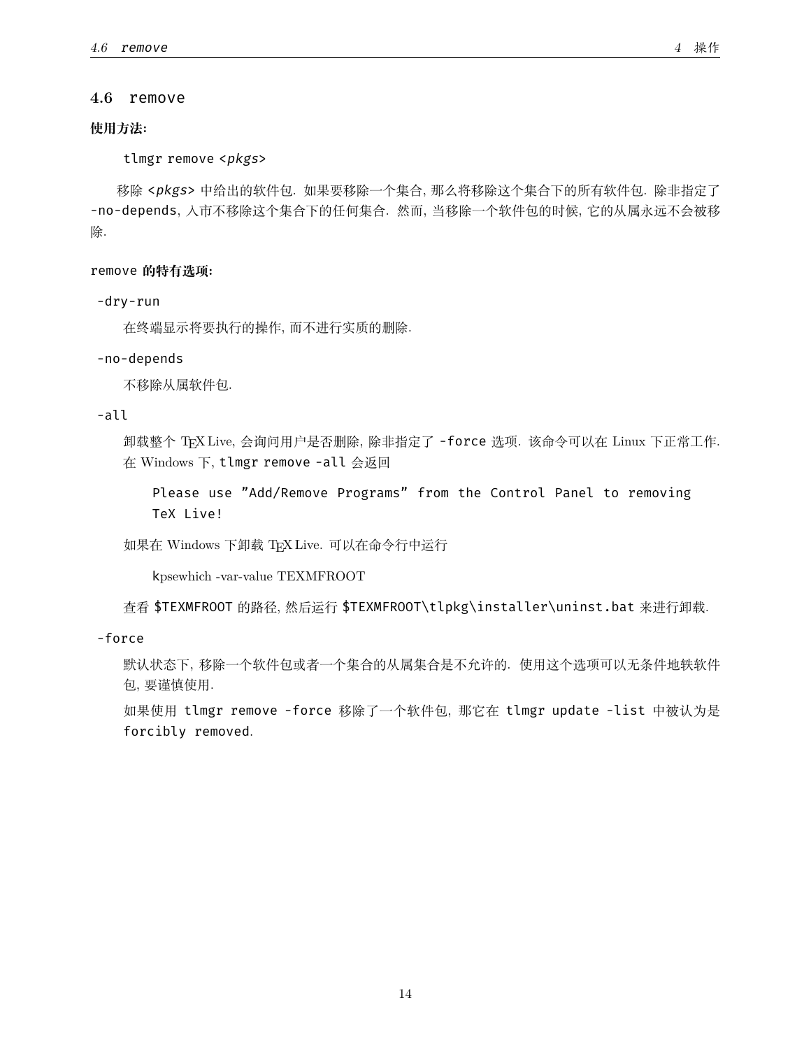## 4.6 remove

**使用方法:**

```
tlmgr remove <pkgs>
```

移除 `<pkgs>` 中给出的软件包. 如果要移除一个集合, 那么将移除这个集合下的所有软件包. 除非指定了 `-no-depends`, 入市不移除这个集合下的任何集合. 然而, 当移除一个软件包的时候, 它的从属永远不会被移除.

**`remove` 的特有选项:**

`-dry-run`

在终端显示将要执行的操作, 而不进行实质的删除.

`-no-depends`

不移除从属软件包.

`-all`

卸载整个 TEX Live, 会询问用户是否删除, 除非指定了 `-force` 选项. 该命令可以在 Linux 下正常工作. 在 Windows 下, `tlmgr remove -all` 会返回

```
Please use ”Add/Remove Programs” from the Control Panel to removing
TeX Live!
```

如果在 Windows 下卸载 TEX Live. 可以在命令行中运行

```
kpsewhich -var-value TEXMFROOT
```

查看 `$TEXMFROOT` 的路径, 然后运行 `$TEXMFROOT\tlpkg\installer\uninst.bat` 来进行卸载.

`-force`

默认状态下, 移除一个软件包或者一个集合的从属集合是不允许的. 使用这个选项可以无条件地轶软件包, 要谨慎使用.

如果使用 `tlmgr remove -force` 移除了一个软件包, 那它在 `tlmgr update -list` 中被认为是 `forcibly removed`.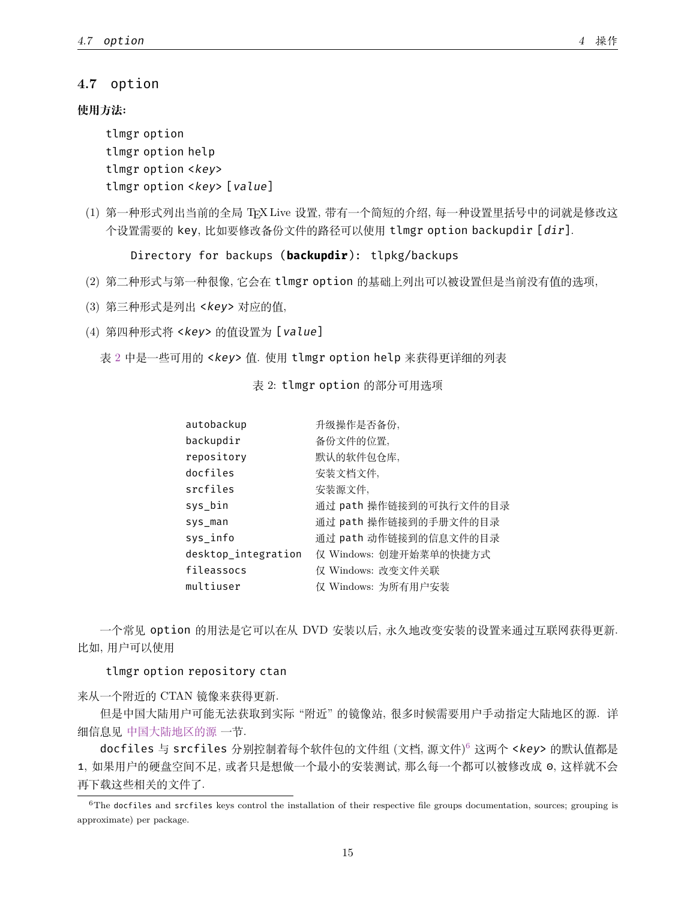## 4.7 option

**使用方法:**

```
tlmgr option
tlmgr option help
tlmgr option <key>
tlmgr option <key> [value]
```

(1) 第一种形式列出当前的全局 TEX Live 设置, 带有一个简短的介绍, 每一种设置里括号中的词就是修改这个设置需要的 key, 比如要修改备份文件的路径可以使用 `tlmgr option backupdir [dir]`.

```
Directory for backups (backupdir): tlpkg/backups
```

(2) 第二种形式与第一种很像, 它会在 `tlmgr option` 的基础上列出可以被设置但是当前没有值的选项,

(3) 第三种形式是列出 `<key>` 对应的值,

(4) 第四种形式将 `<key>` 的值设置为 `[value]`

表 2 中是一些可用的 `<key>` 值. 使用 `tlmgr option help` 来获得更详细的列表

表 2: `tlmgr option` 的部分可用选项

| | |
|---|---|
| autobackup | 升级操作是否备份, |
| backupdir | 备份文件的位置, |
| repository | 默认的软件包仓库, |
| docfiles | 安装文档文件, |
| srcfiles | 安装源文件, |
| sys_bin | 通过 path 操作链接到的可执行文件的目录 |
| sys_man | 通过 path 操作链接到的手册文件的目录 |
| sys_info | 通过 path 动作链接到的信息文件的目录 |
| desktop_integration | 仅 Windows: 创建开始菜单的快捷方式 |
| fileassocs | 仅 Windows: 改变文件关联 |
| multiuser | 仅 Windows: 为所有用户安装 |

一个常见 `option` 的用法是它可以在从 DVD 安装以后, 永久地改变安装的设置来通过互联网获得更新. 比如, 用户可以使用

```
tlmgr option repository ctan
```

来从一个附近的 CTAN 镜像来获得更新.

但是中国大陆用户可能无法获取到实际 "附近" 的镜像站, 很多时候需要用户手动指定大陆地区的源. 详细信息见 中国大陆地区的源 一节.

`docfiles` 与 `srcfiles` 分别控制着每个软件包的文件组 (文档, 源文件)[6] 这两个 `<key>` 的默认值都是 `1`, 如果用户的硬盘空间不足, 或者只是想做一个最小的安装测试, 那么每一个都可以被修改成 `0`, 这样就不会再下载这些相关的文件了.

[6] The `docfiles` and `srcfiles` keys control the installation of their respective file groups documentation, sources; grouping is approximate) per package.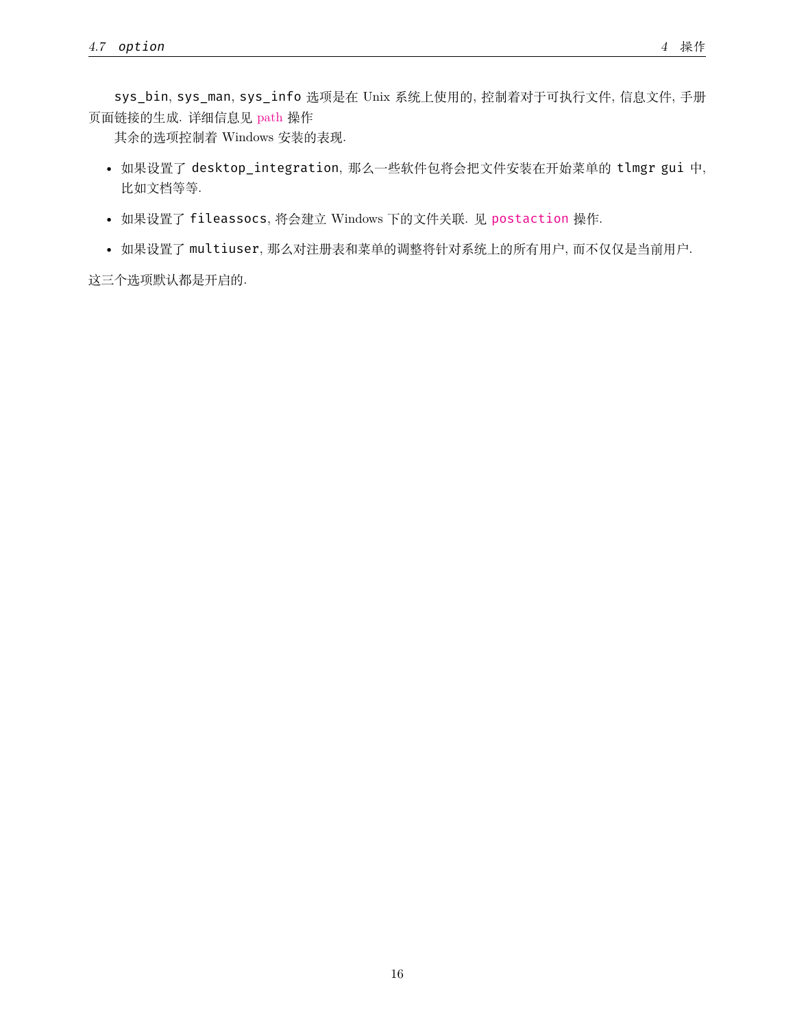`sys_bin`, `sys_man`, `sys_info` 选项是在 Unix 系统上使用的, 控制着对于可执行文件, 信息文件, 手册页面链接的生成. 详细信息见 path 操作

其余的选项控制着 Windows 安装的表现.

- 如果设置了 `desktop_integration`, 那么一些软件包将会把文件安装在开始菜单的 `tlmgr gui` 中, 比如文档等等.
- 如果设置了 `fileassocs`, 将会建立 Windows 下的文件关联. 见 `postaction` 操作.
- 如果设置了 `multiuser`, 那么对注册表和菜单的调整将针对系统上的所有用户, 而不仅仅是当前用户.

这三个选项默认都是开启的.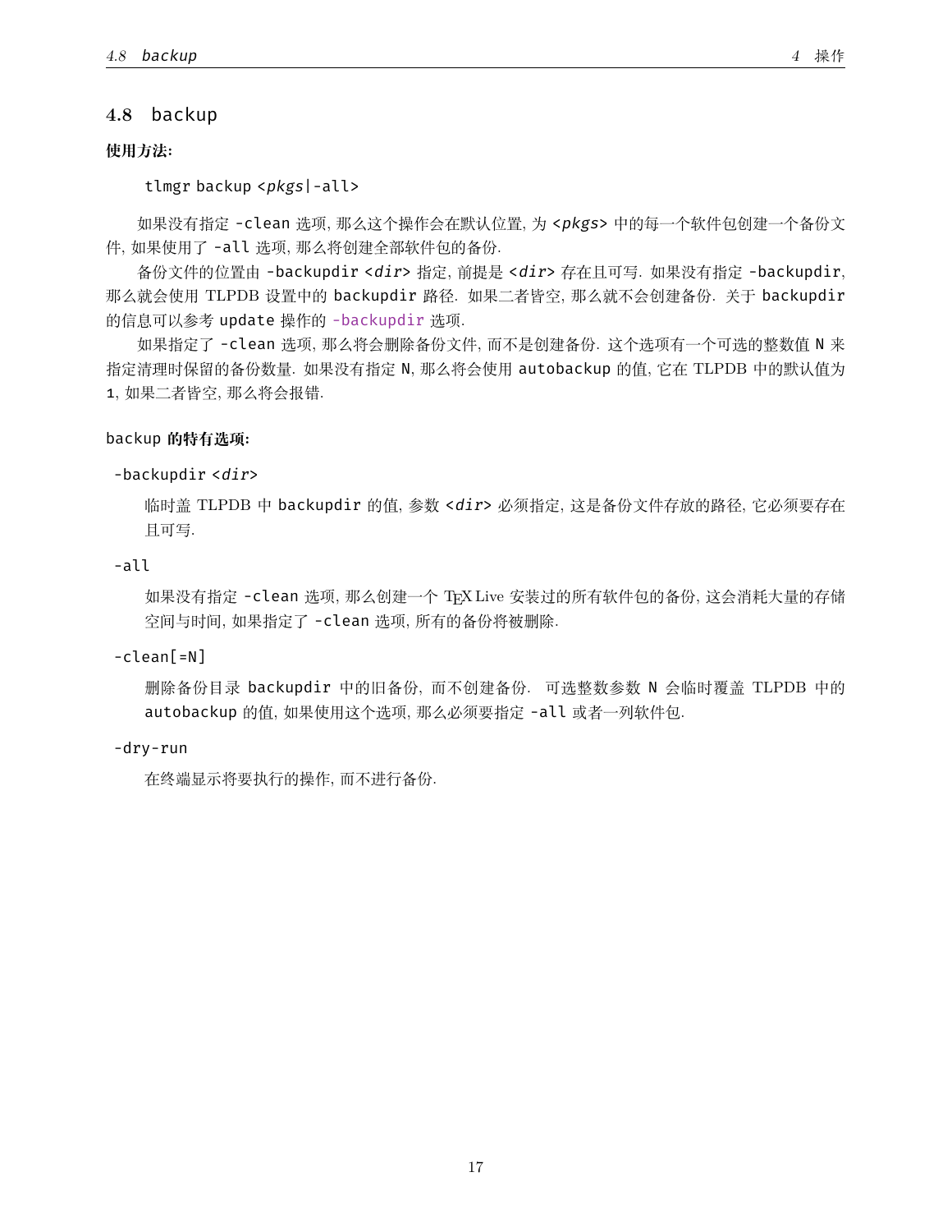## 4.8 backup

**使用方法:**

```
tlmgr backup <pkgs|-all>
```

如果没有指定 `-clean` 选项, 那么这个操作会在默认位置, 为 `<pkgs>` 中的每一个软件包创建一个备份文件, 如果使用了 `-all` 选项, 那么将创建全部软件包的备份.

备份文件的位置由 `-backupdir <dir>` 指定, 前提是 `<dir>` 存在且可写. 如果没有指定 `-backupdir`, 那么就会使用 TLPDB 设置中的 `backupdir` 路径. 如果二者皆空, 那么就不会创建备份. 关于 `backupdir` 的信息可以参考 `update` 操作的 `-backupdir` 选项.

如果指定了 `-clean` 选项, 那么将会删除备份文件, 而不是创建备份. 这个选项有一个可选的整数值 `N` 来指定清理时保留的备份数量. 如果没有指定 `N`, 那么将会使用 `autobackup` 的值, 它在 TLPDB 中的默认值为 `1`, 如果二者皆空, 那么将会报错.

**`backup` 的特有选项:**

`-backupdir <dir>`

临时盖 TLPDB 中 `backupdir` 的值, 参数 `<dir>` 必须指定, 这是备份文件存放的路径, 它必须要存在且可写.

`-all`

如果没有指定 `-clean` 选项, 那么创建一个 TeX Live 安装过的所有软件包的备份, 这会消耗大量的存储空间与时间, 如果指定了 `-clean` 选项, 所有的备份将被删除.

`-clean[=N]`

删除备份目录 `backupdir` 中的旧备份, 而不创建备份. 可选整数参数 `N` 会临时覆盖 TLPDB 中的 `autobackup` 的值, 如果使用这个选项, 那么必须要指定 `-all` 或者一列软件包.

`-dry-run`

在终端显示将要执行的操作, 而不进行备份.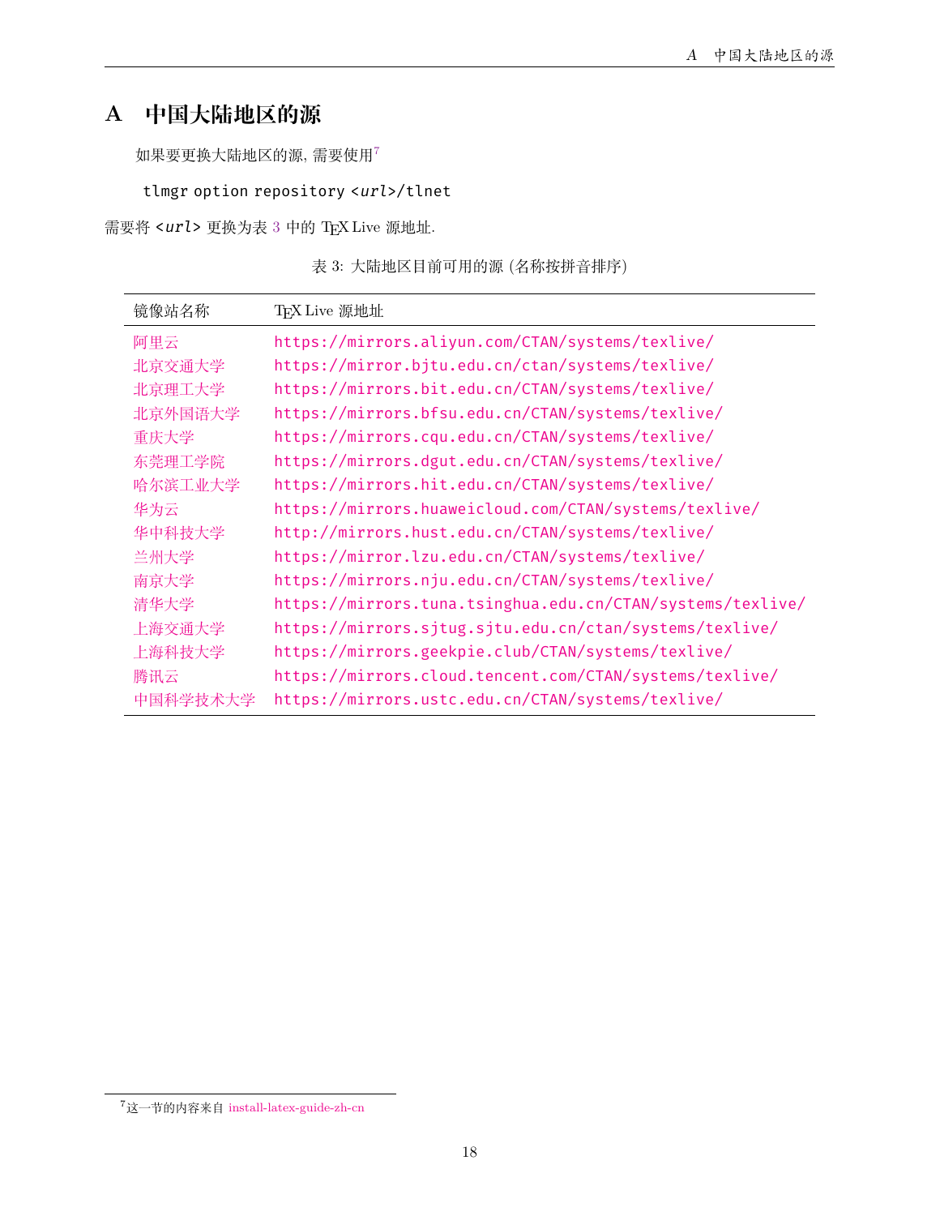# A 中国大陆地区的源

如果要更换大陆地区的源, 需要使用[7]

```
tlmgr option repository <url>/tlnet
```

需要将 `<url>` 更换为表 3 中的 TEX Live 源地址.

表 3: 大陆地区目前可用的源 (名称按拼音排序)

| 镜像站名称 | TEX Live 源地址 |
| --- | --- |
| 阿里云 | https://mirrors.aliyun.com/CTAN/systems/texlive/ |
| 北京交通大学 | https://mirror.bjtu.edu.cn/ctan/systems/texlive/ |
| 北京理工大学 | https://mirrors.bit.edu.cn/CTAN/systems/texlive/ |
| 北京外国语大学 | https://mirrors.bfsu.edu.cn/CTAN/systems/texlive/ |
| 重庆大学 | https://mirrors.cqu.edu.cn/CTAN/systems/texlive/ |
| 东莞理工学院 | https://mirrors.dgut.edu.cn/CTAN/systems/texlive/ |
| 哈尔滨工业大学 | https://mirrors.hit.edu.cn/CTAN/systems/texlive/ |
| 华为云 | https://mirrors.huaweicloud.com/CTAN/systems/texlive/ |
| 华中科技大学 | http://mirrors.hust.edu.cn/CTAN/systems/texlive/ |
| 兰州大学 | https://mirror.lzu.edu.cn/CTAN/systems/texlive/ |
| 南京大学 | https://mirrors.nju.edu.cn/CTAN/systems/texlive/ |
| 清华大学 | https://mirrors.tuna.tsinghua.edu.cn/CTAN/systems/texlive/ |
| 上海交通大学 | https://mirrors.sjtug.sjtu.edu.cn/ctan/systems/texlive/ |
| 上海科技大学 | https://mirrors.geekpie.club/CTAN/systems/texlive/ |
| 腾讯云 | https://mirrors.cloud.tencent.com/CTAN/systems/texlive/ |
| 中国科学技术大学 | https://mirrors.ustc.edu.cn/CTAN/systems/texlive/ |

[7] 这一节的内容来自 install-latex-guide-zh-cn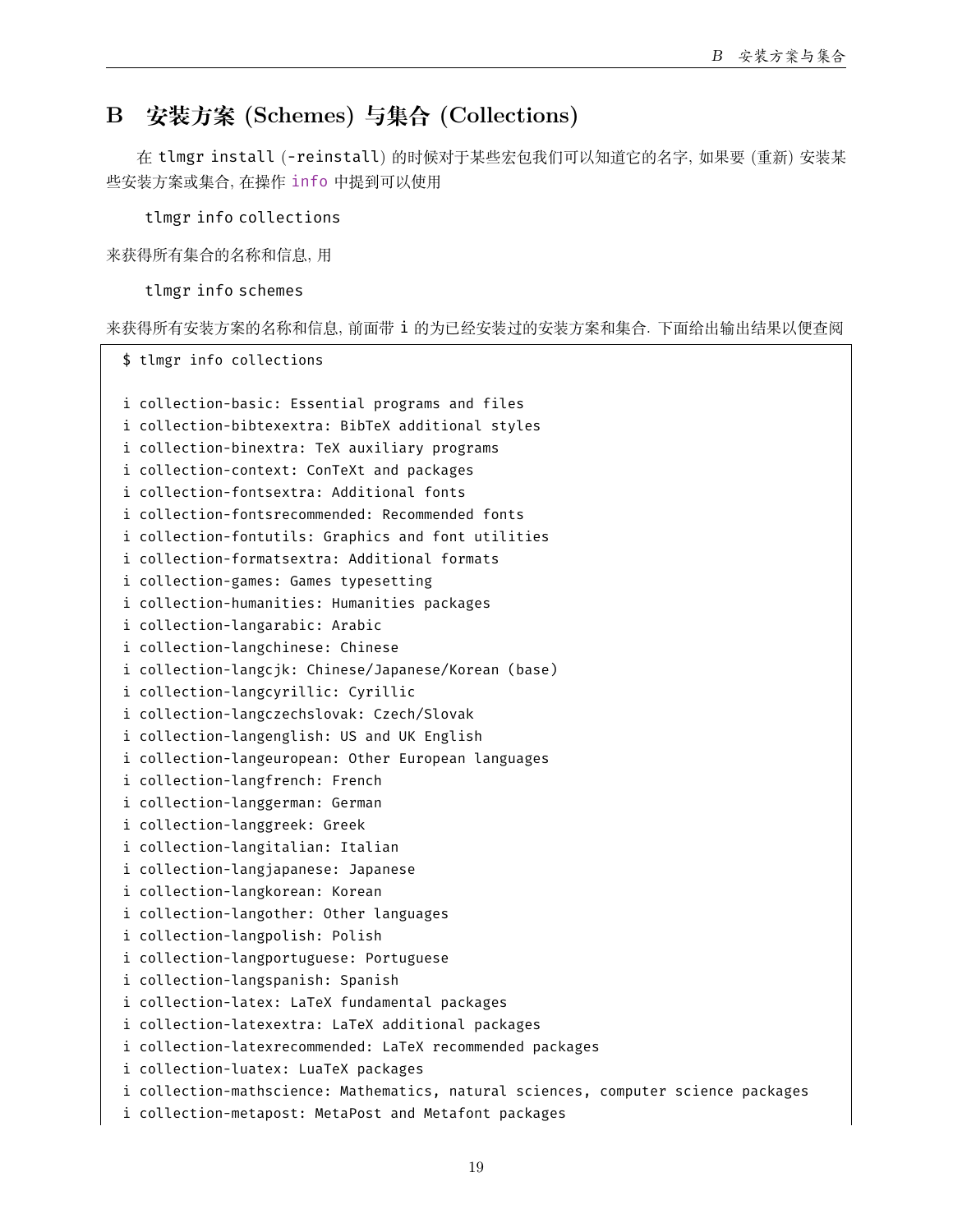# B 安装方案 (Schemes) 与集合 (Collections)

在 `tlmgr install` (`-reinstall`) 的时候对于某些宏包我们可以知道它的名字, 如果要 (重新) 安装某些安装方案或集合, 在操作 `info` 中提到可以使用

```
tlmgr info collections
```

来获得所有集合的名称和信息, 用

```
tlmgr info schemes
```

来获得所有安装方案的名称和信息, 前面带 `i` 的为已经安装过的安装方案和集合. 下面给出输出结果以便查阅

```
$ tlmgr info collections

i collection-basic: Essential programs and files
i collection-bibtexextra: BibTeX additional styles
i collection-binextra: TeX auxiliary programs
i collection-context: ConTeXt and packages
i collection-fontsextra: Additional fonts
i collection-fontsrecommended: Recommended fonts
i collection-fontutils: Graphics and font utilities
i collection-formatsextra: Additional formats
i collection-games: Games typesetting
i collection-humanities: Humanities packages
i collection-langarabic: Arabic
i collection-langchinese: Chinese
i collection-langcjk: Chinese/Japanese/Korean (base)
i collection-langcyrillic: Cyrillic
i collection-langczechslovak: Czech/Slovak
i collection-langenglish: US and UK English
i collection-langeuropean: Other European languages
i collection-langfrench: French
i collection-langgerman: German
i collection-langgreek: Greek
i collection-langitalian: Italian
i collection-langjapanese: Japanese
i collection-langkorean: Korean
i collection-langother: Other languages
i collection-langpolish: Polish
i collection-langportuguese: Portuguese
i collection-langspanish: Spanish
i collection-latex: LaTeX fundamental packages
i collection-latexextra: LaTeX additional packages
i collection-latexrecommended: LaTeX recommended packages
i collection-luatex: LuaTeX packages
i collection-mathscience: Mathematics, natural sciences, computer science packages
i collection-metapost: MetaPost and Metafont packages
```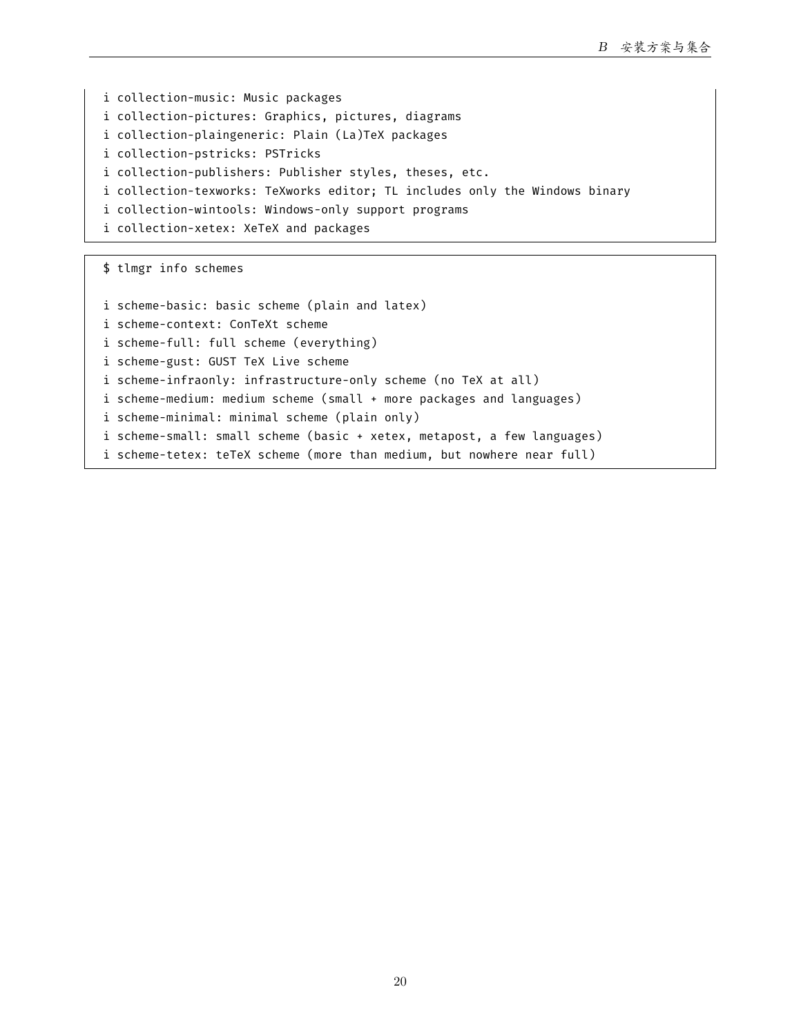```
i collection-music: Music packages
i collection-pictures: Graphics, pictures, diagrams
i collection-plaingeneric: Plain (La)TeX packages
i collection-pstricks: PSTricks
i collection-publishers: Publisher styles, theses, etc.
i collection-texworks: TeXworks editor; TL includes only the Windows binary
i collection-wintools: Windows-only support programs
i collection-xetex: XeTeX and packages
```

```
$ tlmgr info schemes

i scheme-basic: basic scheme (plain and latex)
i scheme-context: ConTeXt scheme
i scheme-full: full scheme (everything)
i scheme-gust: GUST TeX Live scheme
i scheme-infraonly: infrastructure-only scheme (no TeX at all)
i scheme-medium: medium scheme (small + more packages and languages)
i scheme-minimal: minimal scheme (plain only)
i scheme-small: small scheme (basic + xetex, metapost, a few languages)
i scheme-tetex: teTeX scheme (more than medium, but nowhere near full)
```